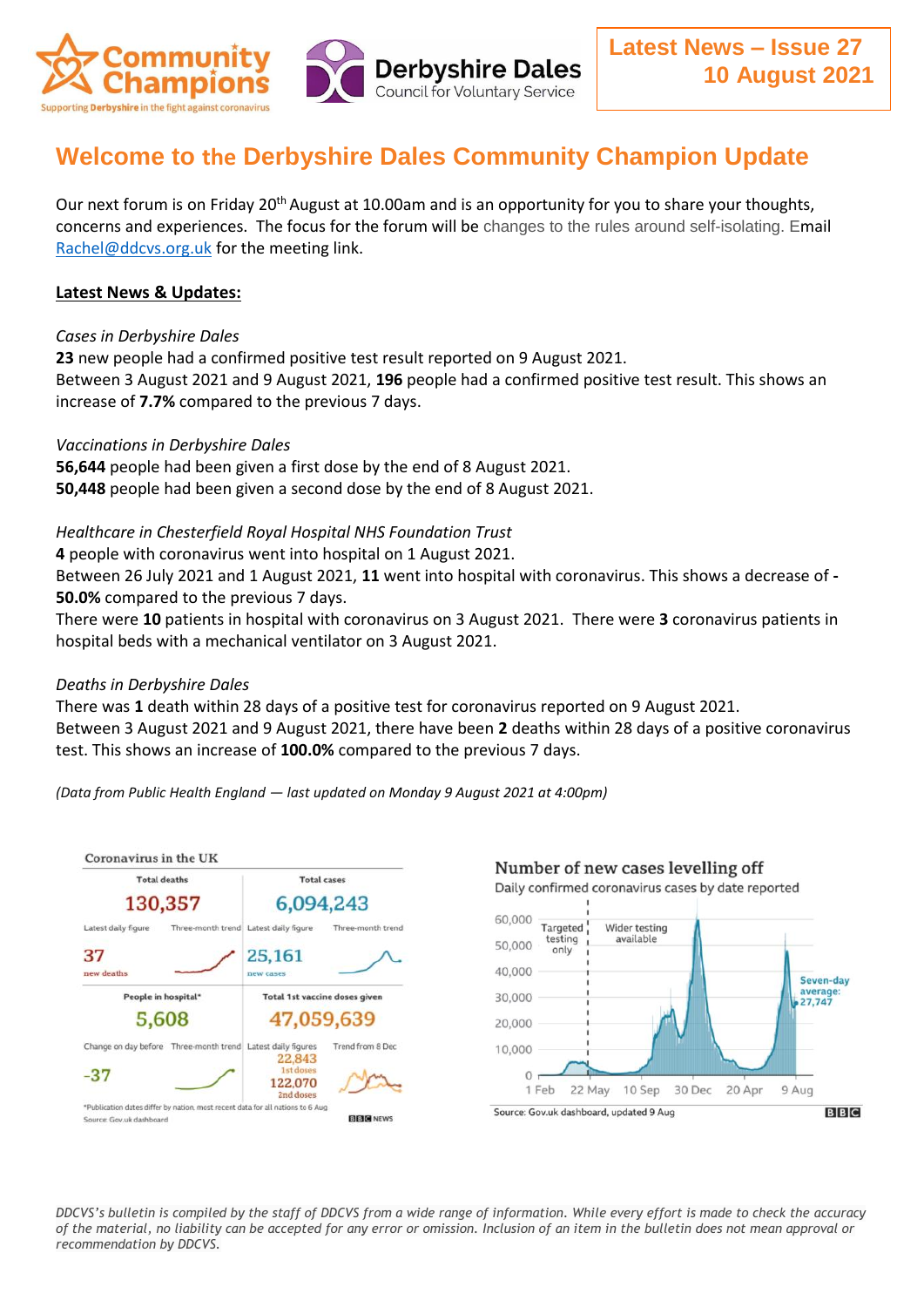Community Champions
Supporting Derbyshire in the fight against coronavirus

Derbyshire Dales
Council for Voluntary Service

**Latest News – Issue 27**
**10 August 2021**

# Welcome to the Derbyshire Dales Community Champion Update

Our next forum is on Friday 20th August at 10.00am and is an opportunity for you to share your thoughts, concerns and experiences. The focus for the forum will be changes to the rules around self-isolating. Email Rachel@ddcvs.org.uk for the meeting link.

## Latest News & Updates:

*Cases in Derbyshire Dales*
**23** new people had a confirmed positive test result reported on 9 August 2021.
Between 3 August 2021 and 9 August 2021, **196** people had a confirmed positive test result. This shows an increase of **7.7%** compared to the previous 7 days.

*Vaccinations in Derbyshire Dales*
**56,644** people had been given a first dose by the end of 8 August 2021.
**50,448** people had been given a second dose by the end of 8 August 2021.

*Healthcare in Chesterfield Royal Hospital NHS Foundation Trust*
**4** people with coronavirus went into hospital on 1 August 2021.
Between 26 July 2021 and 1 August 2021, **11** went into hospital with coronavirus. This shows a decrease of **-50.0%** compared to the previous 7 days.
There were **10** patients in hospital with coronavirus on 3 August 2021. There were **3** coronavirus patients in hospital beds with a mechanical ventilator on 3 August 2021.

*Deaths in Derbyshire Dales*
There was **1** death within 28 days of a positive test for coronavirus reported on 9 August 2021.
Between 3 August 2021 and 9 August 2021, there have been **2** deaths within 28 days of a positive coronavirus test. This shows an increase of **100.0%** compared to the previous 7 days.

*(Data from Public Health England — last updated on Monday 9 August 2021 at 4:00pm)*

**Coronavirus in the UK**

| Total deaths | Total cases |
|---|---|
| 130,357 | 6,094,243 |
| Latest daily figure: 37 new deaths | Latest daily figure: 25,161 new cases |

| People in hospital* | Total 1st vaccine doses given |
|---|---|
| 5,608 | 47,059,639 |
| Change on day before: -37 | Latest daily figures: 22,843 1st doses; 122,070 2nd doses |

*Publication dates differ by nation, most recent data for all nations to 6 Aug
Source: Gov.uk dashboard — BBC NEWS

**Number of new cases levelling off**
Daily confirmed coronavirus cases by date reported
Targeted testing only | Wider testing available | Seven-day average: 27,747
Source: Gov.uk dashboard, updated 9 Aug — BBC

*DDCVS's bulletin is compiled by the staff of DDCVS from a wide range of information. While every effort is made to check the accuracy of the material, no liability can be accepted for any error or omission. Inclusion of an item in the bulletin does not mean approval or recommendation by DDCVS.*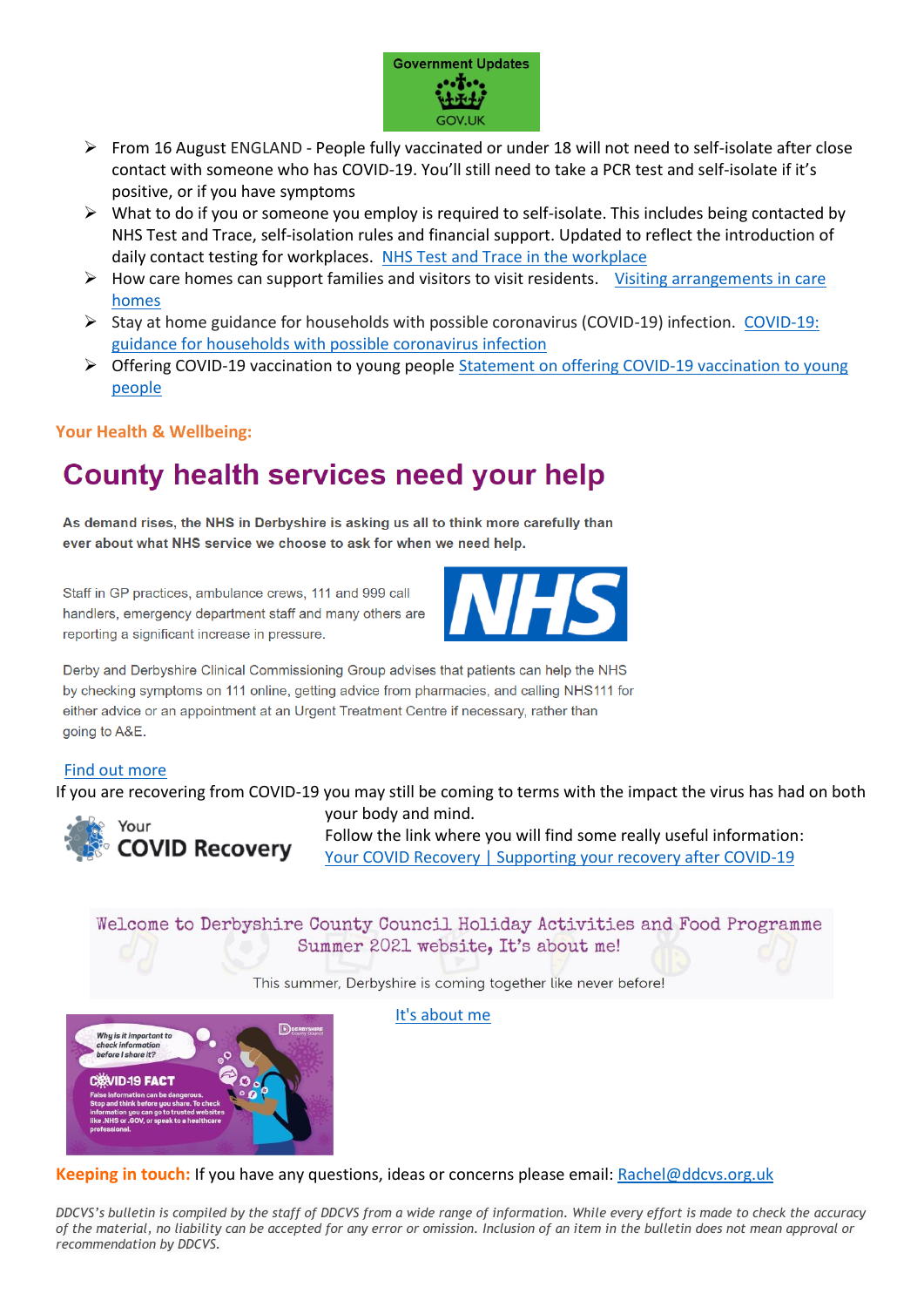Government Updates

GOV.UK

- From 16 August ENGLAND - People fully vaccinated or under 18 will not need to self-isolate after close contact with someone who has COVID-19. You'll still need to take a PCR test and self-isolate if it's positive, or if you have symptoms
- What to do if you or someone you employ is required to self-isolate. This includes being contacted by NHS Test and Trace, self-isolation rules and financial support. Updated to reflect the introduction of daily contact testing for workplaces. NHS Test and Trace in the workplace
- How care homes can support families and visitors to visit residents. Visiting arrangements in care homes
- Stay at home guidance for households with possible coronavirus (COVID-19) infection. COVID-19: guidance for households with possible coronavirus infection
- Offering COVID-19 vaccination to young people Statement on offering COVID-19 vaccination to young people

**Your Health & Wellbeing:**

# County health services need your help

**As demand rises, the NHS in Derbyshire is asking us all to think more carefully than ever about what NHS service we choose to ask for when we need help.**

Staff in GP practices, ambulance crews, 111 and 999 call handlers, emergency department staff and many others are reporting a significant increase in pressure.

NHS

Derby and Derbyshire Clinical Commissioning Group advises that patients can help the NHS by checking symptoms on 111 online, getting advice from pharmacies, and calling NHS111 for either advice or an appointment at an Urgent Treatment Centre if necessary, rather than going to A&E.

Find out more

If you are recovering from COVID-19 you may still be coming to terms with the impact the virus has had on both your body and mind.

Your COVID Recovery

Follow the link where you will find some really useful information: Your COVID Recovery | Supporting your recovery after COVID-19

Welcome to Derbyshire County Council Holiday Activities and Food Programme Summer 2021 website, It's about me!

This summer, Derbyshire is coming together like never before!

It's about me

Why is it important to check information before I share it?

COVID-19 FACT

False information can be dangerous. Stop and think before you share. To check information you can go to trusted websites like .NHS or .GOV, or speak to a healthcare professional.

**Keeping in touch:** If you have any questions, ideas or concerns please email: Rachel@ddcvs.org.uk

*DDCVS's bulletin is compiled by the staff of DDCVS from a wide range of information. While every effort is made to check the accuracy of the material, no liability can be accepted for any error or omission. Inclusion of an item in the bulletin does not mean approval or recommendation by DDCVS.*